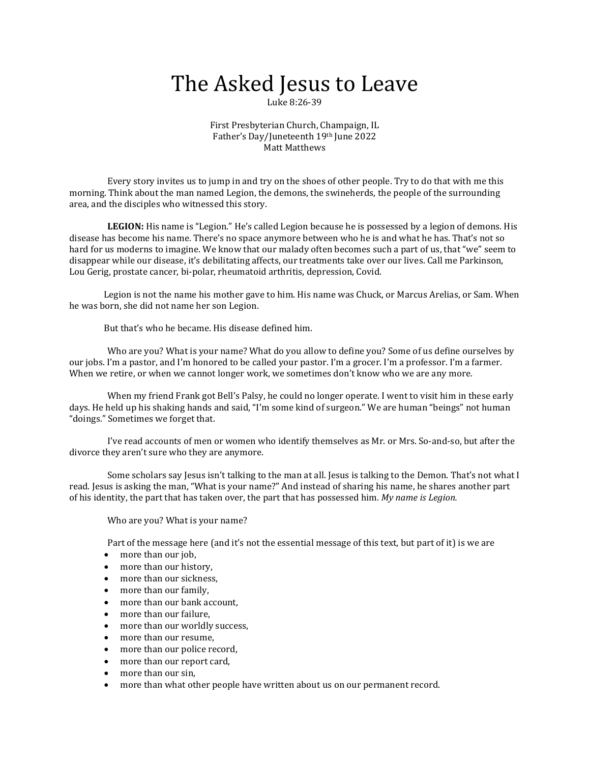# The Asked Jesus to Leave

Luke 8:26-39

First Presbyterian Church, Champaign, IL
Father's Day/Juneteenth 19th June 2022
Matt Matthews

Every story invites us to jump in and try on the shoes of other people. Try to do that with me this morning. Think about the man named Legion, the demons, the swineherds, the people of the surrounding area, and the disciples who witnessed this story.

**LEGION:** His name is "Legion." He's called Legion because he is possessed by a legion of demons. His disease has become his name. There's no space anymore between who he is and what he has. That's not so hard for us moderns to imagine. We know that our malady often becomes such a part of us, that "we" seem to disappear while our disease, it's debilitating affects, our treatments take over our lives. Call me Parkinson, Lou Gerig, prostate cancer, bi-polar, rheumatoid arthritis, depression, Covid.

Legion is not the name his mother gave to him. His name was Chuck, or Marcus Arelias, or Sam. When he was born, she did not name her son Legion.

But that's who he became. His disease defined him.

Who are you? What is your name? What do you allow to define you? Some of us define ourselves by our jobs. I'm a pastor, and I'm honored to be called your pastor. I'm a grocer. I'm a professor. I'm a farmer. When we retire, or when we cannot longer work, we sometimes don't know who we are any more.

When my friend Frank got Bell's Palsy, he could no longer operate. I went to visit him in these early days. He held up his shaking hands and said, "I'm some kind of surgeon." We are human "beings" not human "doings." Sometimes we forget that.

I've read accounts of men or women who identify themselves as Mr. or Mrs. So-and-so, but after the divorce they aren't sure who they are anymore.

Some scholars say Jesus isn't talking to the man at all. Jesus is talking to the Demon. That's not what I read. Jesus is asking the man, "What is your name?" And instead of sharing his name, he shares another part of his identity, the part that has taken over, the part that has possessed him. *My name is Legion.*

Who are you? What is your name?

Part of the message here (and it's not the essential message of this text, but part of it) is we are

- more than our job,
- more than our history,
- more than our sickness,
- more than our family,
- more than our bank account,
- more than our failure,
- more than our worldly success,
- more than our resume,
- more than our police record,
- more than our report card,
- more than our sin,
- more than what other people have written about us on our permanent record.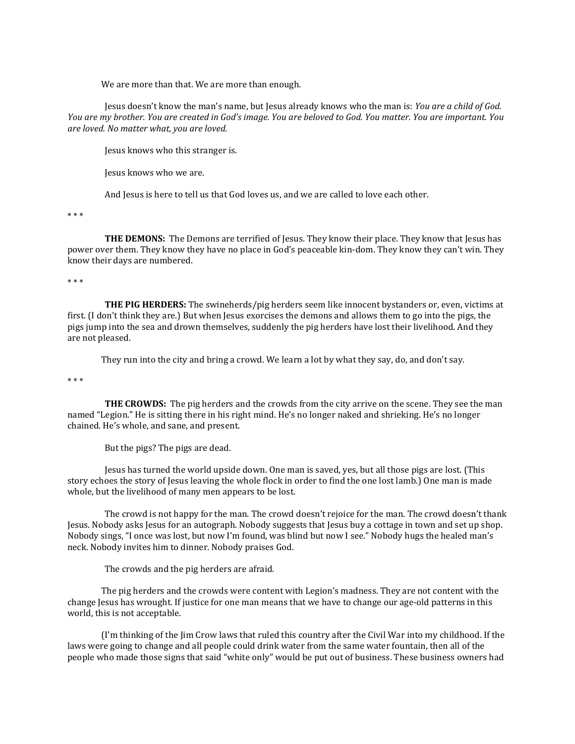We are more than that. We are more than enough.

Jesus doesn't know the man's name, but Jesus already knows who the man is: *You are a child of God. You are my brother. You are created in God's image. You are beloved to God. You matter. You are important. You are loved. No matter what, you are loved.*

Jesus knows who this stranger is.

Jesus knows who we are.

And Jesus is here to tell us that God loves us, and we are called to love each other.

* * *

**THE DEMONS:** The Demons are terrified of Jesus. They know their place. They know that Jesus has power over them. They know they have no place in God's peaceable kin-dom. They know they can't win. They know their days are numbered.

* * *

**THE PIG HERDERS:** The swineherds/pig herders seem like innocent bystanders or, even, victims at first. (I don't think they are.) But when Jesus exorcises the demons and allows them to go into the pigs, the pigs jump into the sea and drown themselves, suddenly the pig herders have lost their livelihood. And they are not pleased.

They run into the city and bring a crowd. We learn a lot by what they say, do, and don't say.

* * *

**THE CROWDS:** The pig herders and the crowds from the city arrive on the scene. They see the man named "Legion." He is sitting there in his right mind. He's no longer naked and shrieking. He's no longer chained. He's whole, and sane, and present.

But the pigs? The pigs are dead.

Jesus has turned the world upside down. One man is saved, yes, but all those pigs are lost. (This story echoes the story of Jesus leaving the whole flock in order to find the one lost lamb.) One man is made whole, but the livelihood of many men appears to be lost.

The crowd is not happy for the man. The crowd doesn't rejoice for the man. The crowd doesn't thank Jesus. Nobody asks Jesus for an autograph. Nobody suggests that Jesus buy a cottage in town and set up shop. Nobody sings, "I once was lost, but now I'm found, was blind but now I see." Nobody hugs the healed man's neck. Nobody invites him to dinner. Nobody praises God.

The crowds and the pig herders are afraid.

The pig herders and the crowds were content with Legion's madness. They are not content with the change Jesus has wrought. If justice for one man means that we have to change our age-old patterns in this world, this is not acceptable.

(I'm thinking of the Jim Crow laws that ruled this country after the Civil War into my childhood. If the laws were going to change and all people could drink water from the same water fountain, then all of the people who made those signs that said "white only" would be put out of business. These business owners had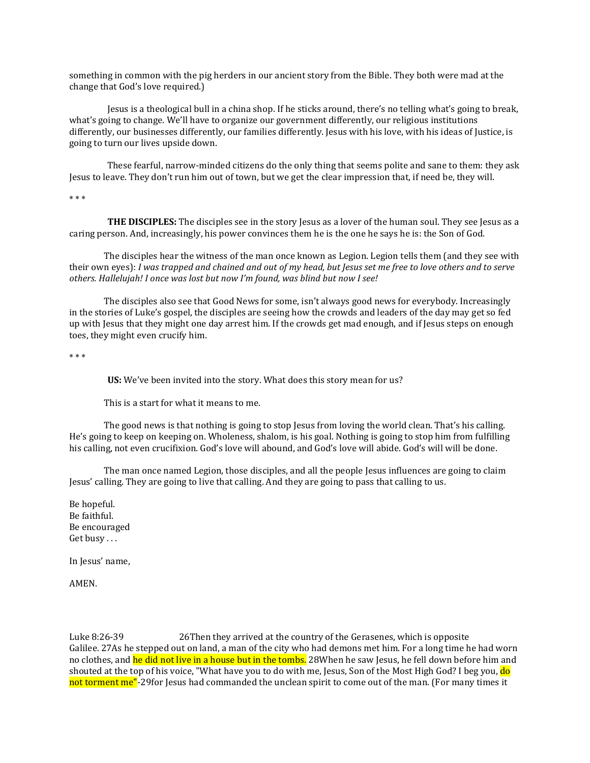something in common with the pig herders in our ancient story from the Bible. They both were mad at the change that God's love required.)

Jesus is a theological bull in a china shop. If he sticks around, there's no telling what's going to break, what's going to change. We'll have to organize our government differently, our religious institutions differently, our businesses differently, our families differently. Jesus with his love, with his ideas of Justice, is going to turn our lives upside down.

These fearful, narrow-minded citizens do the only thing that seems polite and sane to them: they ask Jesus to leave. They don't run him out of town, but we get the clear impression that, if need be, they will.

* * *

**THE DISCIPLES:** The disciples see in the story Jesus as a lover of the human soul. They see Jesus as a caring person. And, increasingly, his power convinces them he is the one he says he is: the Son of God.

The disciples hear the witness of the man once known as Legion. Legion tells them (and they see with their own eyes): *I was trapped and chained and out of my head, but Jesus set me free to love others and to serve others. Hallelujah! I once was lost but now I'm found, was blind but now I see!*

The disciples also see that Good News for some, isn't always good news for everybody. Increasingly in the stories of Luke's gospel, the disciples are seeing how the crowds and leaders of the day may get so fed up with Jesus that they might one day arrest him. If the crowds get mad enough, and if Jesus steps on enough toes, they might even crucify him.

* * *

**US:** We've been invited into the story. What does this story mean for us?

This is a start for what it means to me.

The good news is that nothing is going to stop Jesus from loving the world clean. That's his calling. He's going to keep on keeping on. Wholeness, shalom, is his goal. Nothing is going to stop him from fulfilling his calling, not even crucifixion. God's love will abound, and God's love will abide. God's will will be done.

The man once named Legion, those disciples, and all the people Jesus influences are going to claim Jesus' calling. They are going to live that calling. And they are going to pass that calling to us.

Be hopeful.
Be faithful.
Be encouraged
Get busy . . .

In Jesus' name,

AMEN.

Luke 8:26-39 26Then they arrived at the country of the Gerasenes, which is opposite Galilee. 27As he stepped out on land, a man of the city who had demons met him. For a long time he had worn no clothes, and he did not live in a house but in the tombs. 28When he saw Jesus, he fell down before him and shouted at the top of his voice, "What have you to do with me, Jesus, Son of the Most High God? I beg you, do not torment me"-29for Jesus had commanded the unclean spirit to come out of the man. (For many times it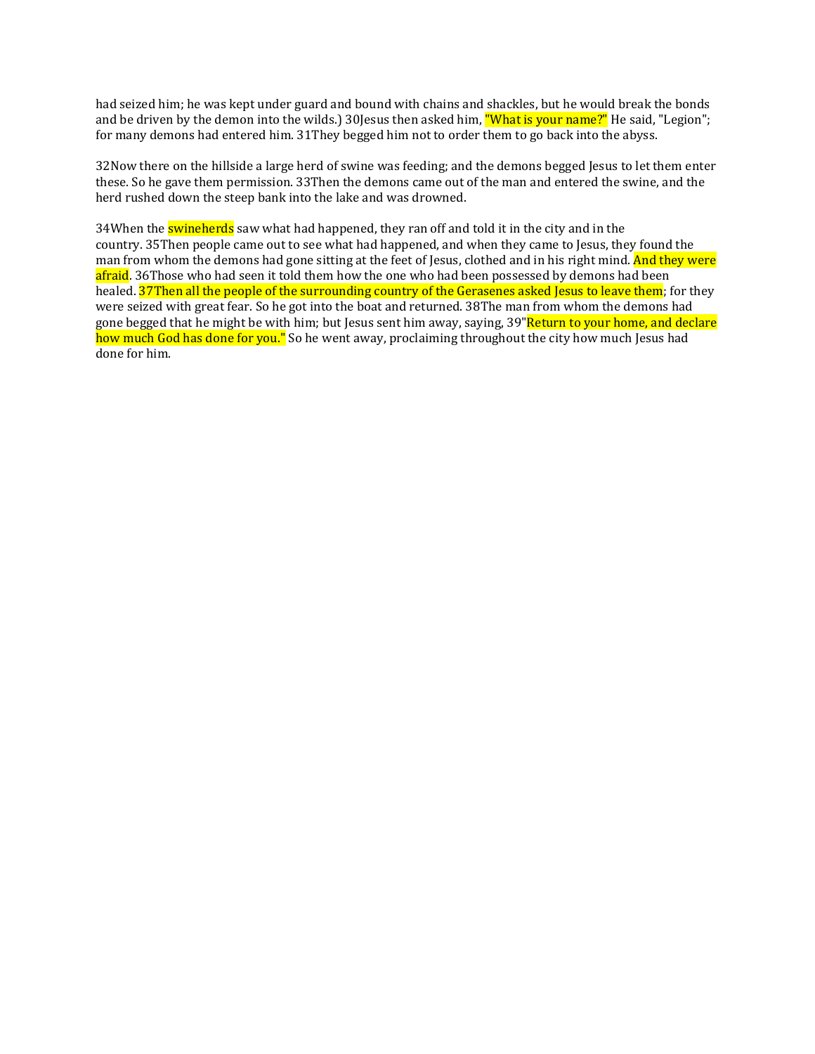had seized him; he was kept under guard and bound with chains and shackles, but he would break the bonds and be driven by the demon into the wilds.) 30Jesus then asked him, "What is your name?" He said, "Legion"; for many demons had entered him. 31They begged him not to order them to go back into the abyss.

32Now there on the hillside a large herd of swine was feeding; and the demons begged Jesus to let them enter these. So he gave them permission. 33Then the demons came out of the man and entered the swine, and the herd rushed down the steep bank into the lake and was drowned.

34When the swineherds saw what had happened, they ran off and told it in the city and in the country. 35Then people came out to see what had happened, and when they came to Jesus, they found the man from whom the demons had gone sitting at the feet of Jesus, clothed and in his right mind. And they were afraid. 36Those who had seen it told them how the one who had been possessed by demons had been healed. 37Then all the people of the surrounding country of the Gerasenes asked Jesus to leave them; for they were seized with great fear. So he got into the boat and returned. 38The man from whom the demons had gone begged that he might be with him; but Jesus sent him away, saying, 39"Return to your home, and declare how much God has done for you." So he went away, proclaiming throughout the city how much Jesus had done for him.